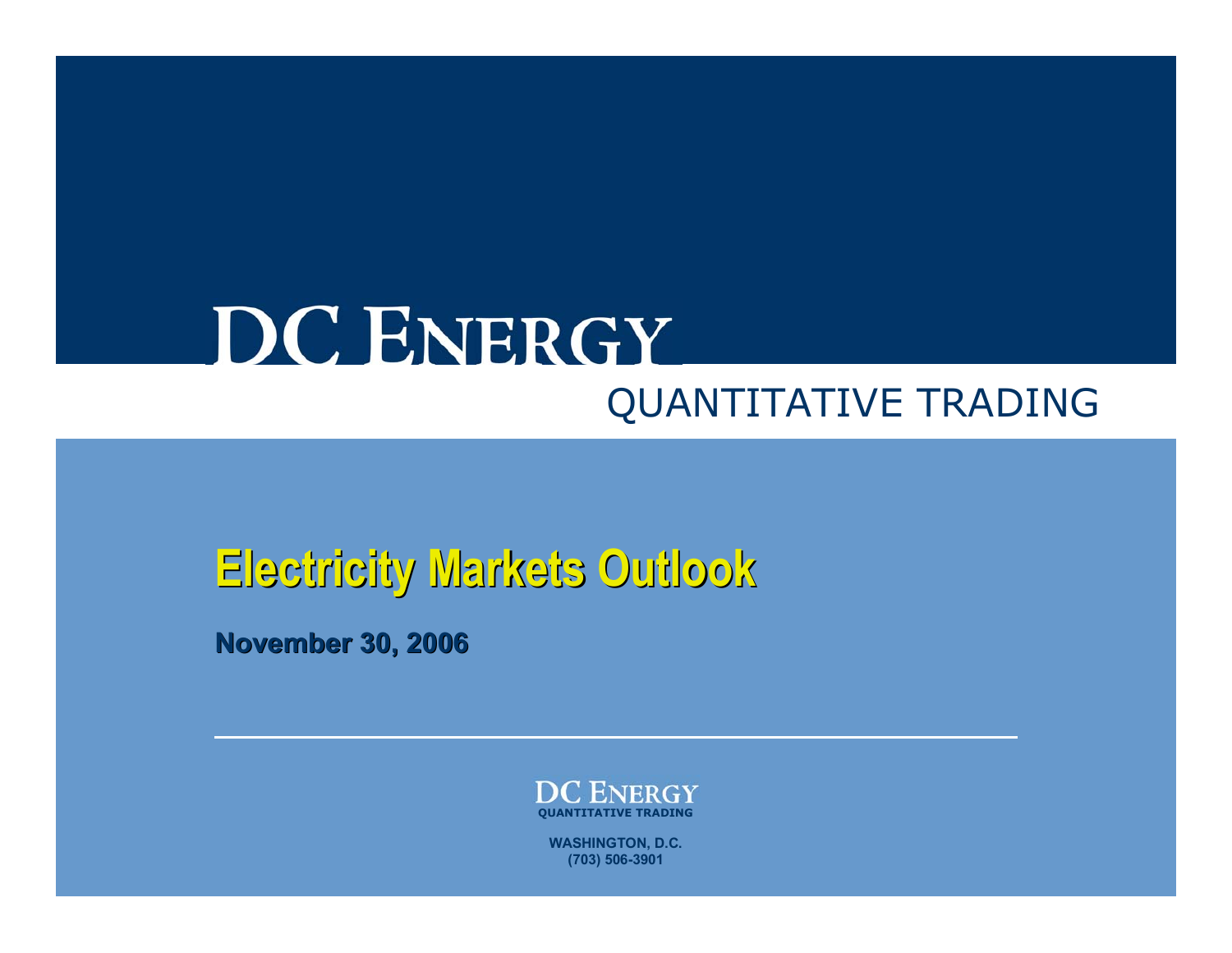DC ENERGY

QUANTITATIVE TRADING

# Electricity Markets Outlook

**November 30, 2006**

DC ENERGY
QUANTITATIVE TRADING

WASHINGTON, D.C.
(703) 506-3901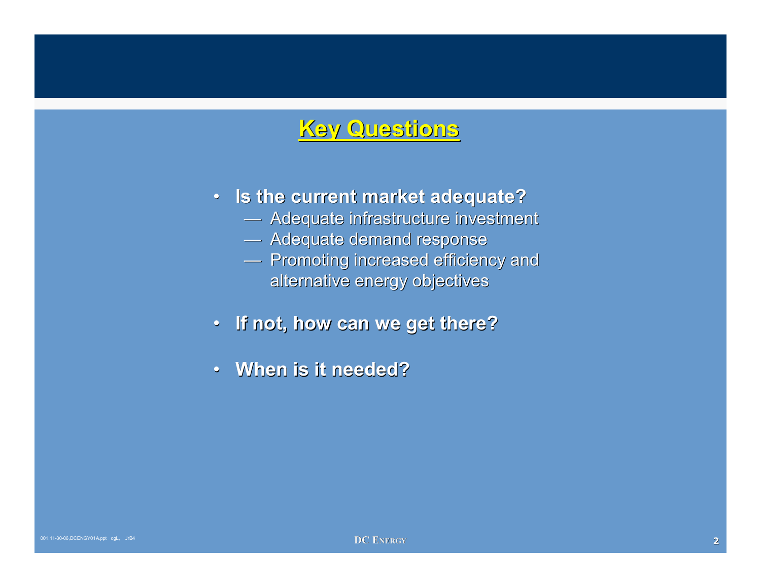# Key Questions

- **Is the current market adequate?**
  - Adequate infrastructure investment
  - Adequate demand response
  - Promoting increased efficiency and alternative energy objectives
- **If not, how can we get there?**
- **When is it needed?**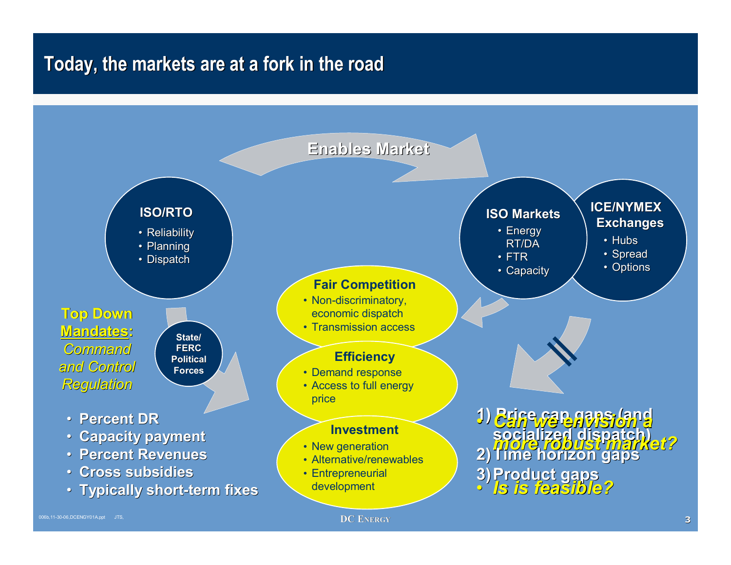# Today, the markets are at a fork in the road

Enables Market

**ISO/RTO**
- Reliability
- Planning
- Dispatch

**ISO Markets**
- Energy RT/DA
- FTR
- Capacity

**ICE/NYMEX Exchanges**
- Hubs
- Spread
- Options

**Top Down Mandates:** *Command and Control Regulation*

**State/ FERC Political Forces**

- **Percent DR**
- **Capacity payment**
- **Percent Revenues**
- **Cross subsidies**
- **Typically short-term fixes**

**Fair Competition**
- Non-discriminatory, economic dispatch
- Transmission access

**Efficiency**
- Demand response
- Access to full energy price

**Investment**
- New generation
- Alternative/renewables
- Entrepreneurial development

1) Price cap gaps (and socialized dispatch)
2) Time horizon gaps
3) Product gaps

- ***Can we envision a more robust market?***
- ***Is is feasible?***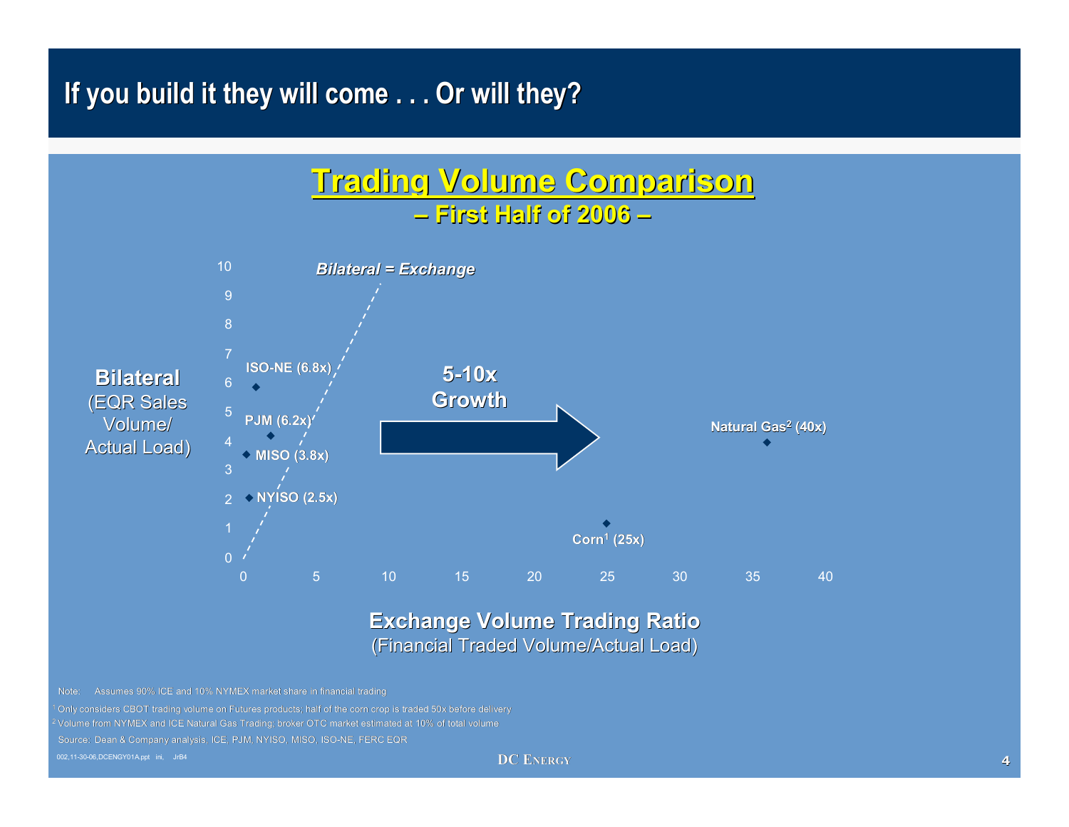# If you build it they will come . . . Or will they?

## Trading Volume Comparison

**– First Half of 2006 –**

10
9
8
7
6
5
4
3
2
1
0

*Bilateral = Exchange*

**Bilateral**
(EQR Sales Volume/ Actual Load)

ISO-NE (6.8x)
PJM (6.2x)
MISO (3.8x)
NYISO (2.5x)

**5-10x Growth**

Natural Gas[2] (40x)

Corn[1] (25x)

0 5 10 15 20 25 30 35 40

**Exchange Volume Trading Ratio**
(Financial Traded Volume/Actual Load)

Note: Assumes 90% ICE and 10% NYMEX market share in financial trading

[1] Only considers CBOT trading volume on Futures products; half of the corn crop is traded 50x before delivery

[2] Volume from NYMEX and ICE Natural Gas Trading; broker OTC market estimated at 10% of total volume

Source: Dean & Company analysis, ICE, PJM, NYISO, MISO, ISO-NE, FERC EQR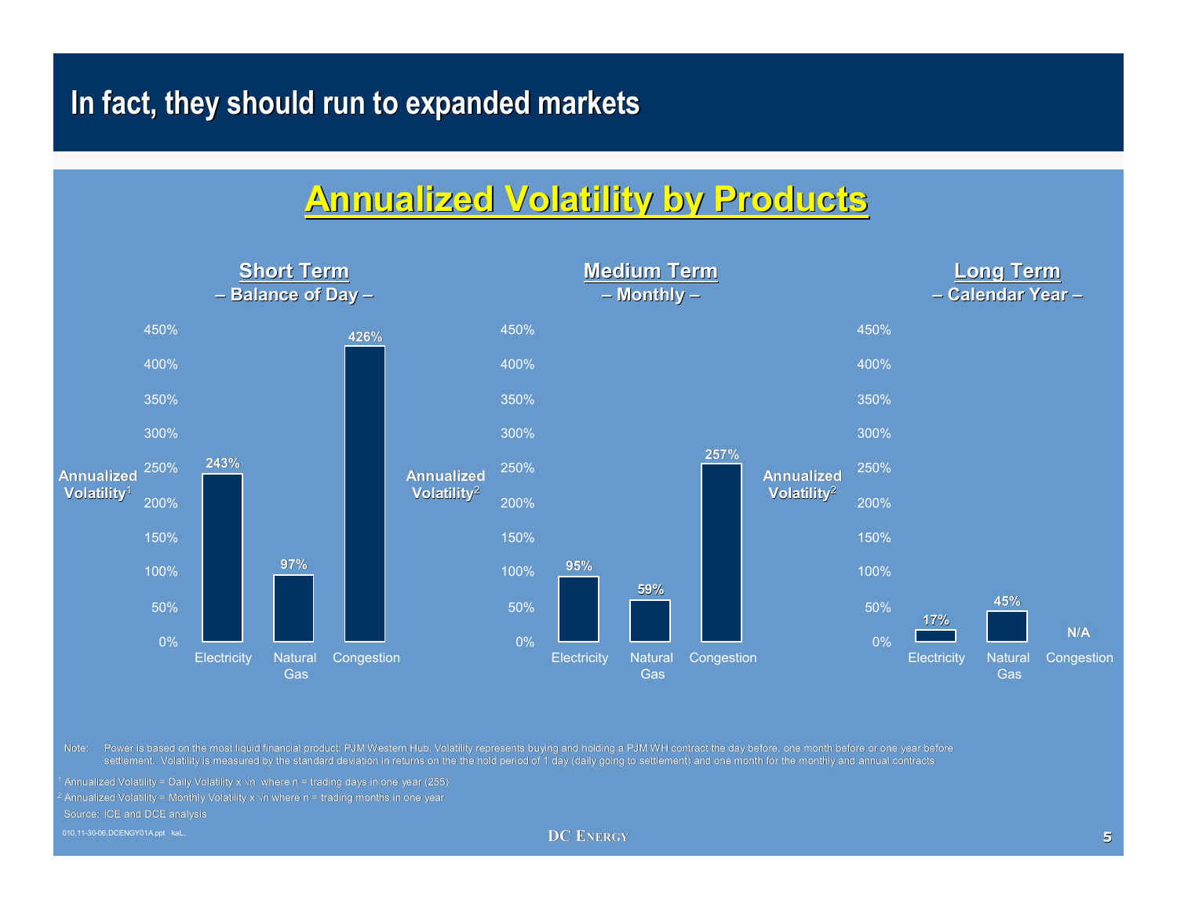# In fact, they should run to expanded markets

## Annualized Volatility by Products

### Short Term
– Balance of Day –

Annualized Volatility[1]

450%
400%
350%
300%
250%
200%
150%
100%
50%
0%

243%
97%
426%

Electricity
Natural Gas
Congestion

### Medium Term
– Monthly –

Annualized Volatility[2]

450%
400%
350%
300%
250%
200%
150%
100%
50%
0%

95%
59%
257%

Electricity
Natural Gas
Congestion

### Long Term
– Calendar Year –

Annualized Volatility[2]

450%
400%
350%
300%
250%
200%
150%
100%
50%
0%

17%
45%
N/A

Electricity
Natural Gas
Congestion

Note: Power is based on the most liquid financial product; PJM Western Hub. Volatility represents buying and holding a PJM WH contract the day before, one month before or one year before settlement. Volatility is measured by the standard deviation in returns on the the hold period of 1 day (daily going to settlement) and one month for the monthly and annual contracts

[1] Annualized Volatility = Daily Volatility x $\sqrt{n}$ where n = trading days in one year (255)

[2] Annualized Volatility = Monthly Volatility x $\sqrt{n}$ where n = trading months in one year

Source: ICE and DCE analysis

010,11-30-06,DCENGY01A.ppt kaL,

DC ENERGY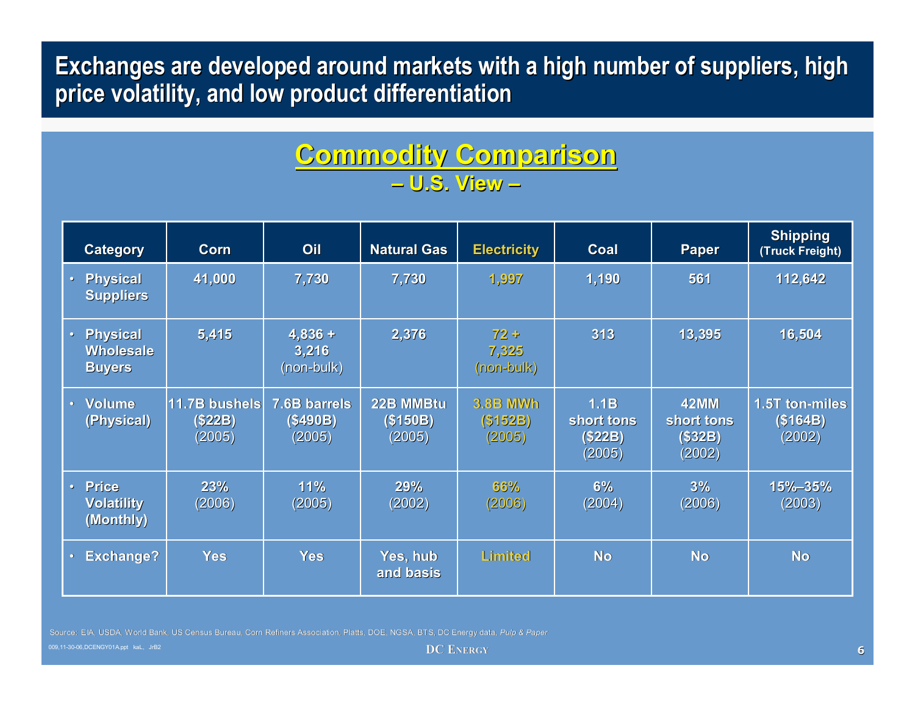# Exchanges are developed around markets with a high number of suppliers, high price volatility, and low product differentiation

## Commodity Comparison

### – U.S. View –

| Category | Corn | Oil | Natural Gas | Electricity | Coal | Paper | Shipping (Truck Freight) |
|---|---|---|---|---|---|---|---|
| • Physical Suppliers | 41,000 | 7,730 | 7,730 | 1,997 | 1,190 | 561 | 112,642 |
| • Physical Wholesale Buyers | 5,415 | 4,836 + 3,216 (non-bulk) | 2,376 | 72 + 7,325 (non-bulk) | 313 | 13,395 | 16,504 |
| • Volume (Physical) | 11.7B bushels ($22B) (2005) | 7.6B barrels ($490B) (2005) | 22B MMBtu ($150B) (2005) | 3.8B MWh ($152B) (2005) | 1.1B short tons ($22B) (2005) | 42MM short tons ($32B) (2002) | 1.5T ton-miles ($164B) (2002) |
| • Price Volatility (Monthly) | 23% (2006) | 11% (2005) | 29% (2002) | 66% (2006) | 6% (2004) | 3% (2006) | 15%–35% (2003) |
| • Exchange? | Yes | Yes | Yes, hub and basis | Limited | No | No | No |

Source: EIA, USDA, World Bank, US Census Bureau, Corn Refiners Association, Platts, DOE, NGSA, BTS, DC Energy data, *Pulp & Paper*

009,11-30-06,DCENGY01A.ppt kaL, JrB2

DC ENERGY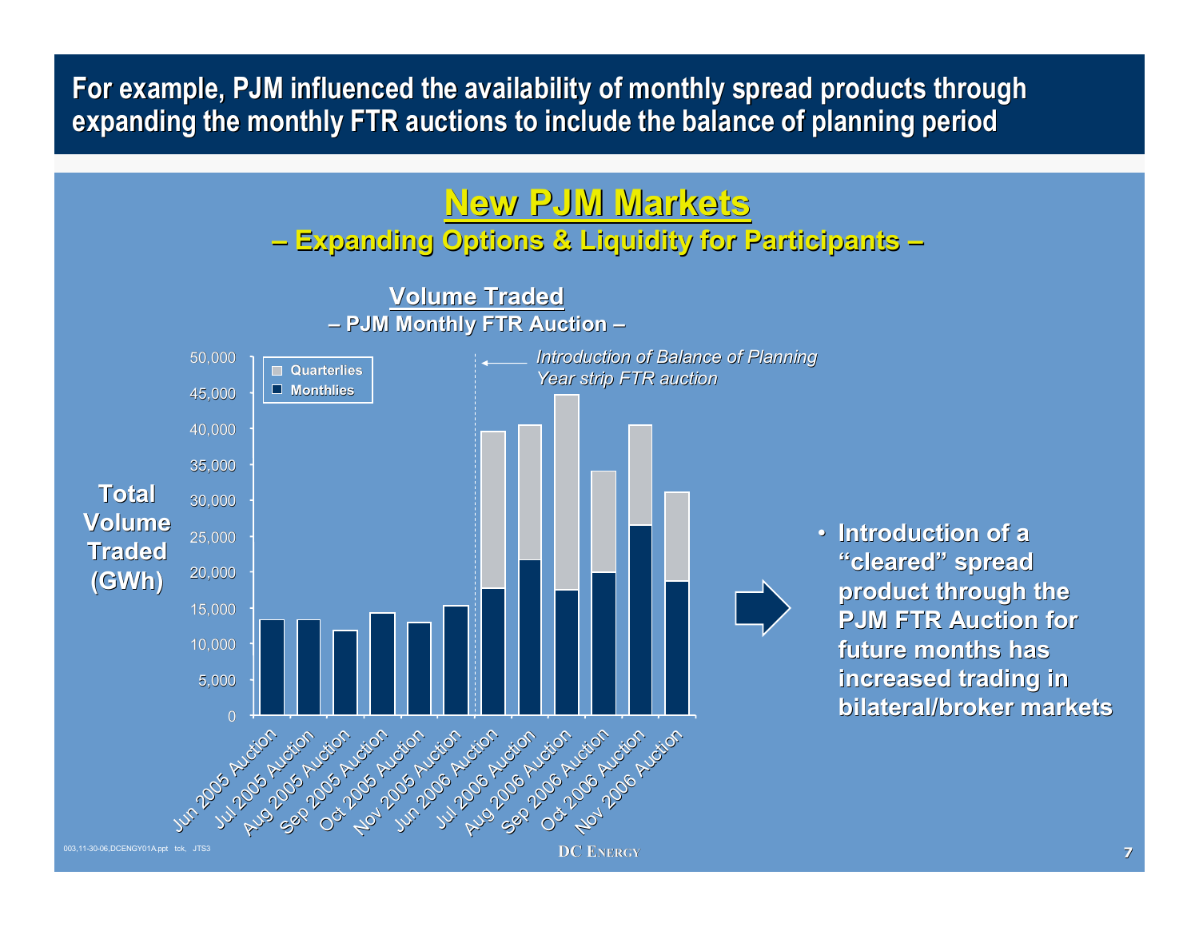# For example, PJM influenced the availability of monthly spread products through expanding the monthly FTR auctions to include the balance of planning period

## New PJM Markets

**– Expanding Options & Liquidity for Participants –**

**Volume Traded**

**– PJM Monthly FTR Auction –**

Total Volume Traded (GWh)

50,000
45,000
40,000
35,000
30,000
25,000
20,000
15,000
10,000
5,000
0

Quarterlies
Monthlies

*Introduction of Balance of Planning Year strip FTR auction*

Jun 2005 Auction
Jul 2005 Auction
Aug 2005 Auction
Sep 2005 Auction
Oct 2005 Auction
Nov 2005 Auction
Jun 2006 Auction
Jul 2006 Auction
Aug 2006 Auction
Sep 2006 Auction
Oct 2006 Auction
Nov 2006 Auction

- **Introduction of a "cleared" spread product through the PJM FTR Auction for future months has increased trading in bilateral/broker markets**

003,11-30-06,DCENGY01A.ppt tck, JTS3

DC ENERGY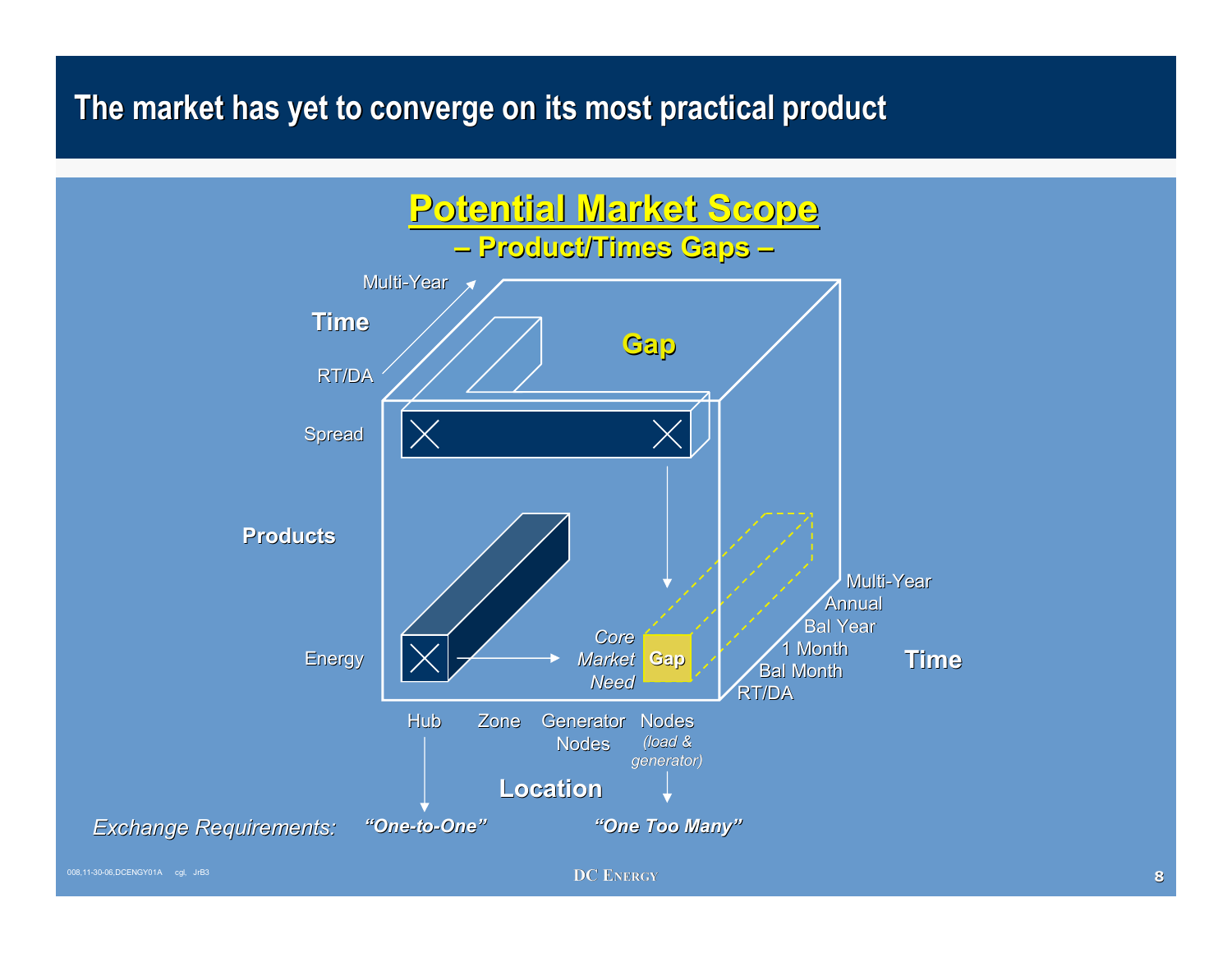# The market has yet to converge on its most practical product

## Potential Market Scope

**– Product/Times Gaps –**

Time

Multi-Year

RT/DA

Spread

Products

Energy

Gap

*Core Market Need*

Gap

Multi-Year

Annual

Bal Year

1 Month

Bal Month

RT/DA

Time

Hub

Zone

Generator Nodes

Nodes *(load & generator)*

Location

*Exchange Requirements:*

***"One-to-One"***

***"One Too Many"***

008,11-30-06,DCENGY01A cgl, JrB3

DC ENERGY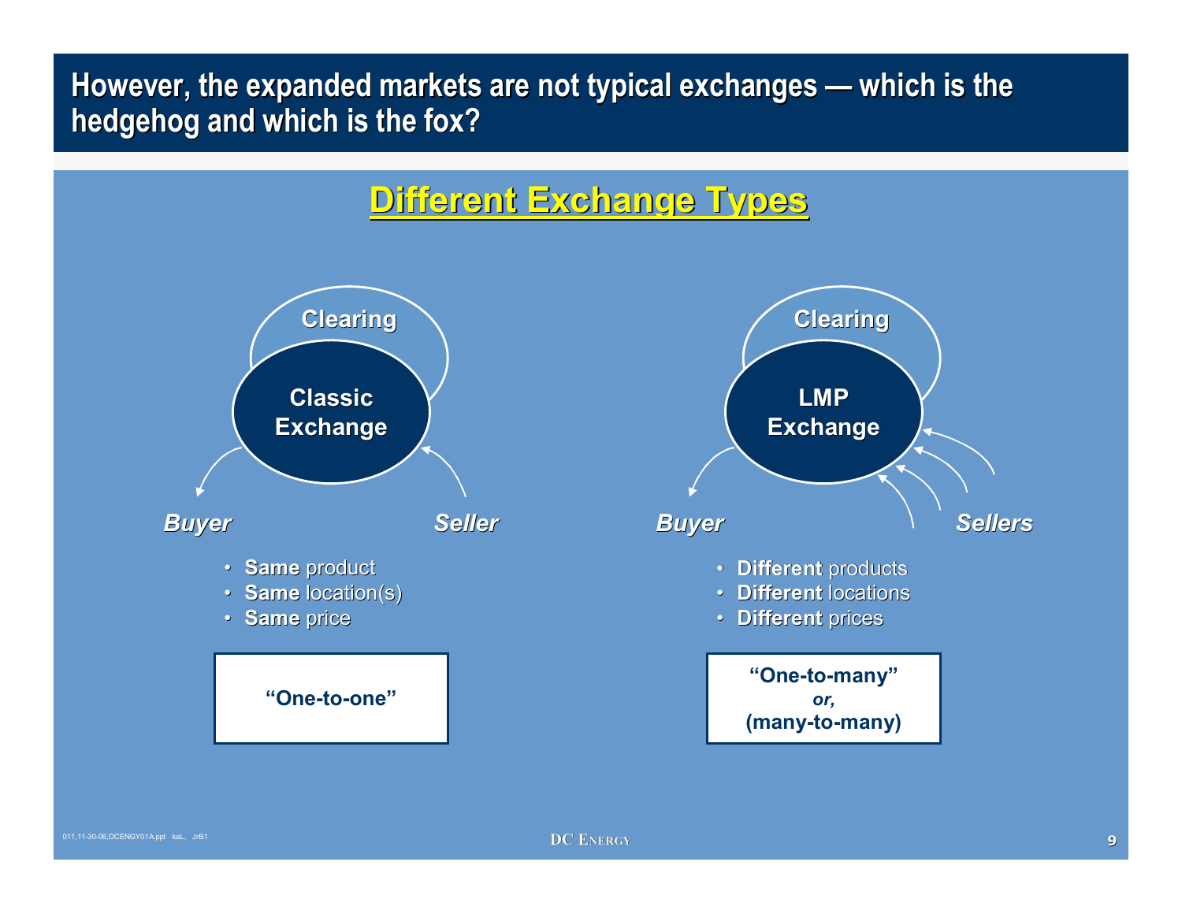# However, the expanded markets are not typical exchanges — which is the hedgehog and which is the fox?

## Different Exchange Types

Clearing

Classic Exchange

*Buyer*

*Seller*

- **Same** product
- **Same** location(s)
- **Same** price

**"One-to-one"**

Clearing

LMP Exchange

*Buyer*

*Sellers*

- **Different** products
- **Different** locations
- **Different** prices

**"One-to-many"**
***or,***
**(many-to-many)**

011,11-30-06,DCENGY01A.ppt kaL, JrB1

DC ENERGY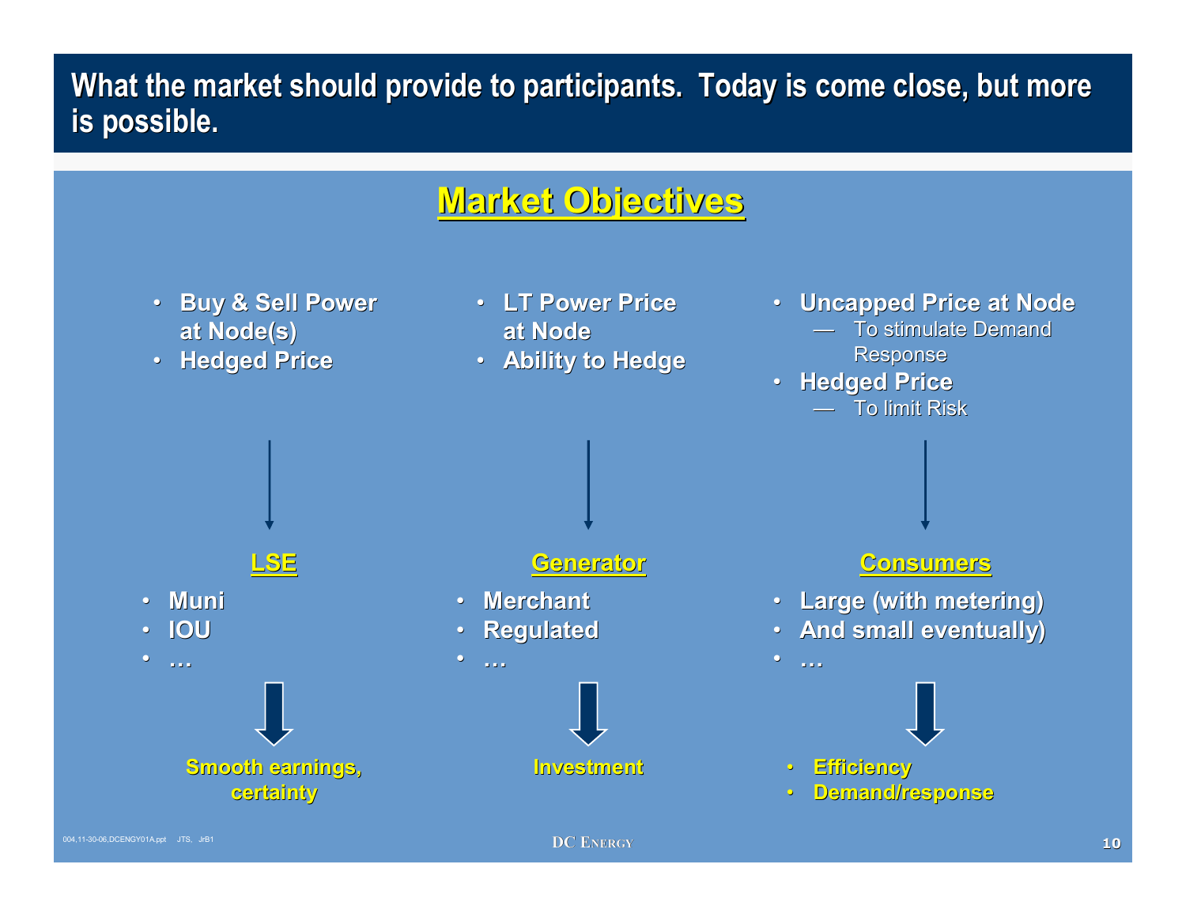# What the market should provide to participants. Today is come close, but more is possible.

## Market Objectives

- Buy & Sell Power at Node(s)
- Hedged Price

↓

### LSE

- Muni
- IOU
- …

⇓

**Smooth earnings, certainty**

- LT Power Price at Node
- Ability to Hedge

↓

### Generator

- Merchant
- Regulated
- …

⇓

**Investment**

- Uncapped Price at Node
  - To stimulate Demand Response
- Hedged Price
  - To limit Risk

↓

### Consumers

- Large (with metering)
- And small eventually)
- …

⇓

- **Efficiency**
- **Demand/response**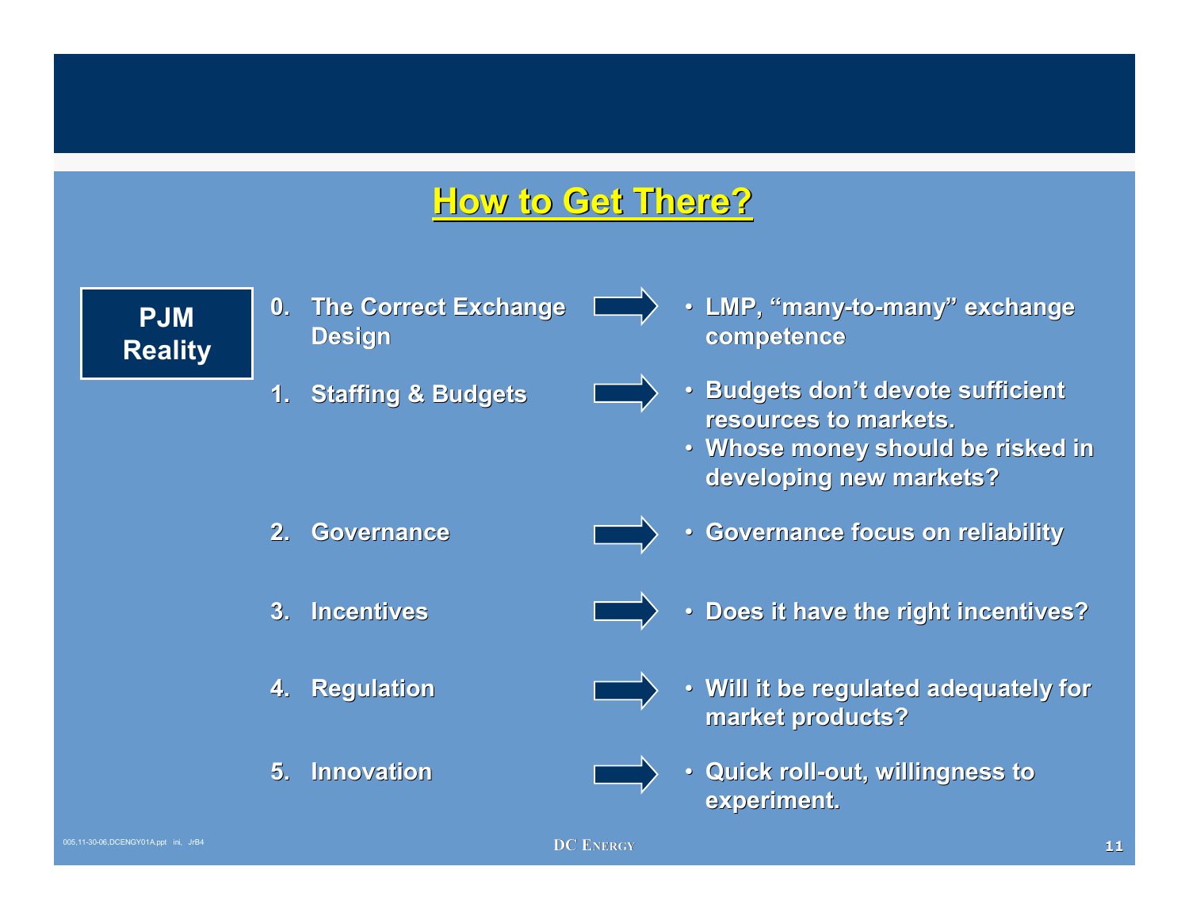# How to Get There?

**PJM Reality**

0. The Correct Exchange Design
   - LMP, "many-to-many" exchange competence
1. Staffing & Budgets
   - Budgets don't devote sufficient resources to markets.
   - Whose money should be risked in developing new markets?
2. Governance
   - Governance focus on reliability
3. Incentives
   - Does it have the right incentives?
4. Regulation
   - Will it be regulated adequately for market products?
5. Innovation
   - Quick roll-out, willingness to experiment.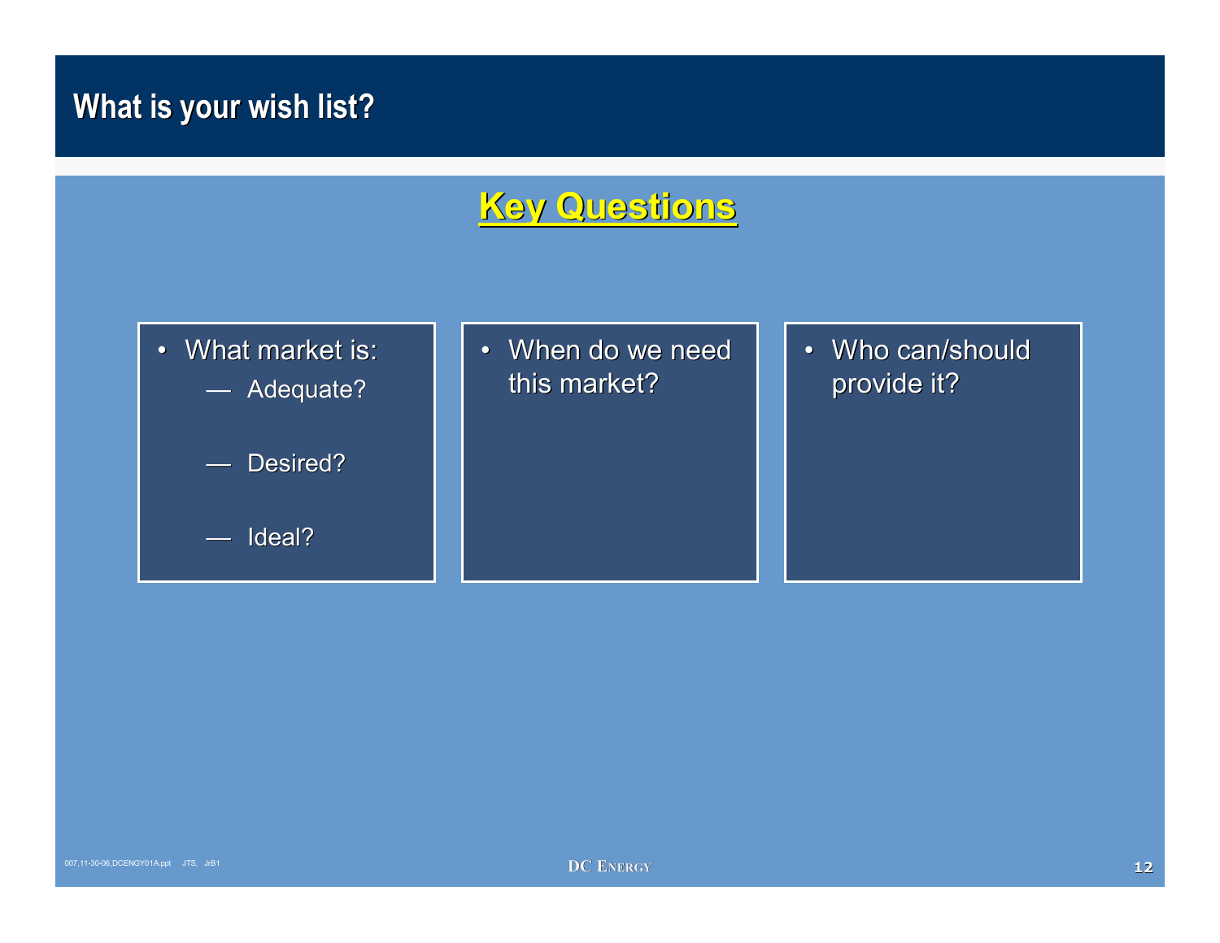# What is your wish list?

## Key Questions

- What market is:
  - Adequate?
  - Desired?
  - Ideal?

- When do we need this market?

- Who can/should provide it?